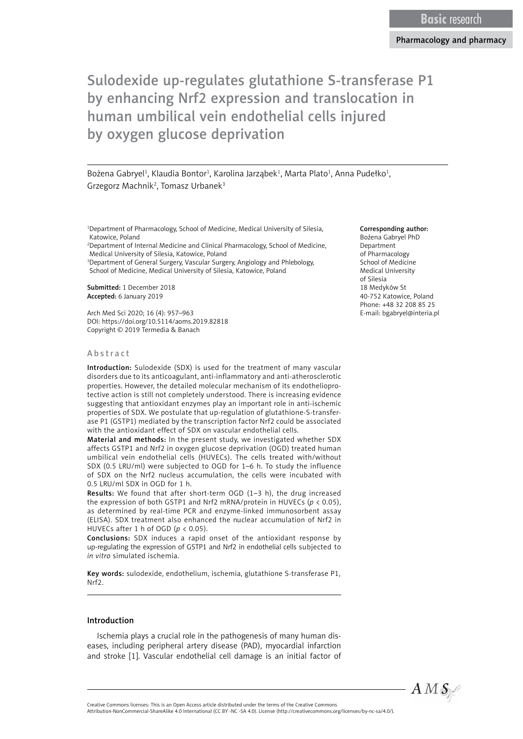Basic research

Pharmacology and pharmacy

# Sulodexide up-regulates glutathione S-transferase P1 by enhancing Nrf2 expression and translocation in human umbilical vein endothelial cells injured by oxygen glucose deprivation

Bożena Gabryel[1], Klaudia Bontor[1], Karolina Jarząbek[1], Marta Plato[1], Anna Pudełko[1], Grzegorz Machnik[2], Tomasz Urbanek[3]

[1]Department of Pharmacology, School of Medicine, Medical University of Silesia, Katowice, Poland
[2]Department of Internal Medicine and Clinical Pharmacology, School of Medicine, Medical University of Silesia, Katowice, Poland
[3]Department of General Surgery, Vascular Surgery, Angiology and Phlebology, School of Medicine, Medical University of Silesia, Katowice, Poland

**Submitted:** 1 December 2018
**Accepted:** 6 January 2019

Arch Med Sci 2020; 16 (4): 957–963
DOI: https://doi.org/10.5114/aoms.2019.82818
Copyright © 2019 Termedia & Banach

**Corresponding author:**
Bożena Gabryel PhD
Department
of Pharmacology
School of Medicine
Medical University
of Silesia
18 Medyków St
40-752 Katowice, Poland
Phone: +48 32 208 85 25
E-mail: bgabryel@interia.pl

## Abstract

**Introduction:** Sulodexide (SDX) is used for the treatment of many vascular disorders due to its anticoagulant, anti-inflammatory and anti-atherosclerotic properties. However, the detailed molecular mechanism of its endothelioprotective action is still not completely understood. There is increasing evidence suggesting that antioxidant enzymes play an important role in anti-ischemic properties of SDX. We postulate that up-regulation of glutathione-S-transferase P1 (GSTP1) mediated by the transcription factor Nrf2 could be associated with the antioxidant effect of SDX on vascular endothelial cells.

**Material and methods:** In the present study, we investigated whether SDX affects GSTP1 and Nrf2 in oxygen glucose deprivation (OGD) treated human umbilical vein endothelial cells (HUVECs). The cells treated with/without SDX (0.5 LRU/ml) were subjected to OGD for 1–6 h. To study the influence of SDX on the Nrf2 nucleus accumulation, the cells were incubated with 0.5 LRU/ml SDX in OGD for 1 h.

**Results:** We found that after short-term OGD (1–3 h), the drug increased the expression of both GSTP1 and Nrf2 mRNA/protein in HUVECs ($p < 0.05$), as determined by real-time PCR and enzyme-linked immunosorbent assay (ELISA). SDX treatment also enhanced the nuclear accumulation of Nrf2 in HUVECs after 1 h of OGD ($p < 0.05$).

**Conclusions:** SDX induces a rapid onset of the antioxidant response by up-regulating the expression of GSTP1 and Nrf2 in endothelial cells subjected to *in vitro* simulated ischemia.

**Key words:** sulodexide, endothelium, ischemia, glutathione S-transferase P1, Nrf2.

## Introduction

Ischemia plays a crucial role in the pathogenesis of many human diseases, including peripheral artery disease (PAD), myocardial infarction and stroke [1]. Vascular endothelial cell damage is an initial factor of

Creative Commons licenses: This is an Open Access article distributed under the terms of the Creative Commons Attribution-NonCommercial-ShareAlike 4.0 International (CC BY -NC -SA 4.0). License (http://creativecommons.org/licenses/by-nc-sa/4.0/).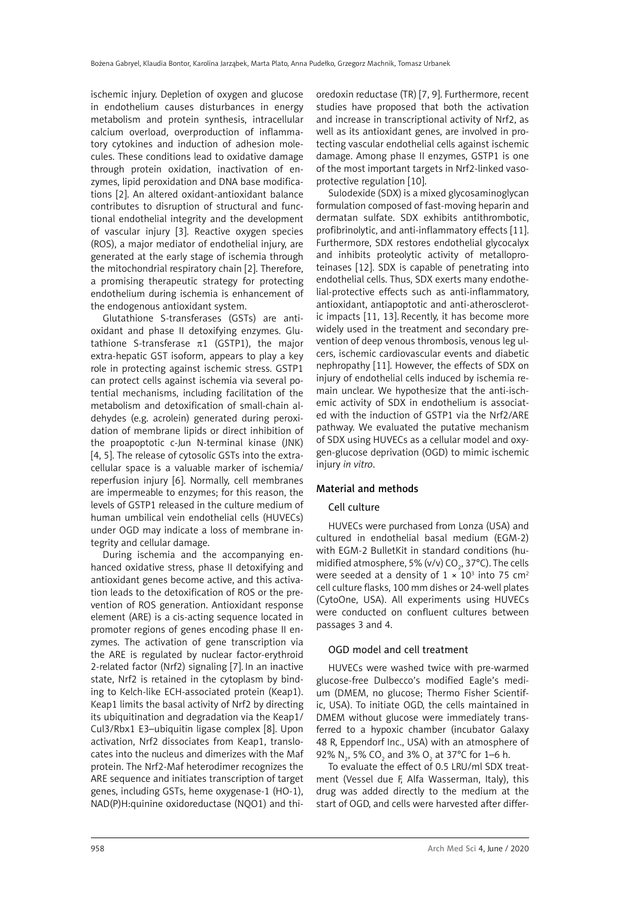ischemic injury. Depletion of oxygen and glucose in endothelium causes disturbances in energy metabolism and protein synthesis, intracellular calcium overload, overproduction of inflammatory cytokines and induction of adhesion molecules. These conditions lead to oxidative damage through protein oxidation, inactivation of enzymes, lipid peroxidation and DNA base modifications [2]. An altered oxidant-antioxidant balance contributes to disruption of structural and functional endothelial integrity and the development of vascular injury [3]. Reactive oxygen species (ROS), a major mediator of endothelial injury, are generated at the early stage of ischemia through the mitochondrial respiratory chain [2]. Therefore, a promising therapeutic strategy for protecting endothelium during ischemia is enhancement of the endogenous antioxidant system.

Glutathione S-transferases (GSTs) are antioxidant and phase II detoxifying enzymes. Glutathione S-transferase π1 (GSTP1), the major extra-hepatic GST isoform, appears to play a key role in protecting against ischemic stress. GSTP1 can protect cells against ischemia via several potential mechanisms, including facilitation of the metabolism and detoxification of small-chain aldehydes (e.g. acrolein) generated during peroxidation of membrane lipids or direct inhibition of the proapoptotic c-Jun N-terminal kinase (JNK) [4, 5]. The release of cytosolic GSTs into the extracellular space is a valuable marker of ischemia/reperfusion injury [6]. Normally, cell membranes are impermeable to enzymes; for this reason, the levels of GSTP1 released in the culture medium of human umbilical vein endothelial cells (HUVECs) under OGD may indicate a loss of membrane integrity and cellular damage.

During ischemia and the accompanying enhanced oxidative stress, phase II detoxifying and antioxidant genes become active, and this activation leads to the detoxification of ROS or the prevention of ROS generation. Antioxidant response element (ARE) is a cis-acting sequence located in promoter regions of genes encoding phase II enzymes. The activation of gene transcription via the ARE is regulated by nuclear factor-erythroid 2-related factor (Nrf2) signaling [7]. In an inactive state, Nrf2 is retained in the cytoplasm by binding to Kelch-like ECH-associated protein (Keap1). Keap1 limits the basal activity of Nrf2 by directing its ubiquitination and degradation via the Keap1/Cul3/Rbx1 E3–ubiquitin ligase complex [8]. Upon activation, Nrf2 dissociates from Keap1, translocates into the nucleus and dimerizes with the Maf protein. The Nrf2-Maf heterodimer recognizes the ARE sequence and initiates transcription of target genes, including GSTs, heme oxygenase-1 (HO-1), NAD(P)H:quinine oxidoreductase (NQO1) and thioredoxin reductase (TR) [7, 9]. Furthermore, recent studies have proposed that both the activation and increase in transcriptional activity of Nrf2, as well as its antioxidant genes, are involved in protecting vascular endothelial cells against ischemic damage. Among phase II enzymes, GSTP1 is one of the most important targets in Nrf2-linked vasoprotective regulation [10].

Sulodexide (SDX) is a mixed glycosaminoglycan formulation composed of fast-moving heparin and dermatan sulfate. SDX exhibits antithrombotic, profibrinolytic, and anti-inflammatory effects [11]. Furthermore, SDX restores endothelial glycocalyx and inhibits proteolytic activity of metalloproteinases [12]. SDX is capable of penetrating into endothelial cells. Thus, SDX exerts many endothelial-protective effects such as anti-inflammatory, antiapoptotic and anti-atherosclerotic impacts [11, 13]. Recently, it has become more widely used in the treatment and secondary prevention of deep venous thrombosis, venous leg ulcers, ischemic cardiovascular events and diabetic nephropathy [11]. However, the effects of SDX on injury of endothelial cells induced by ischemia remain unclear. We hypothesize that the anti-ischemic activity of SDX in endothelium is associated with the induction of GSTP1 via the Nrf2/ARE pathway. We evaluated the putative mechanism of SDX using HUVECs as a cellular model and oxygen-glucose deprivation (OGD) to mimic ischemic injury *in vitro*.

## Material and methods

### Cell culture

HUVECs were purchased from Lonza (USA) and cultured in endothelial basal medium (EGM-2) with EGM-2 BulletKit in standard conditions (humidified atmosphere, 5% (v/v) $CO_2$, 37°C). The cells were seeded at a density of $1 \times 10^3$ into 75 $cm^2$ cell culture flasks, 100 mm dishes or 24-well plates (CytoOne, USA). All experiments using HUVECs were conducted on confluent cultures between passages 3 and 4.

### OGD model and cell treatment

HUVECs were washed twice with pre-warmed glucose-free Dulbecco's modified Eagle's medium (DMEM, no glucose; Thermo Fisher Scientific, USA). To initiate OGD, the cells maintained in DMEM without glucose were immediately transferred to a hypoxic chamber (incubator Galaxy 48 R, Eppendorf Inc., USA) with an atmosphere of 92% $N_2$, 5% $CO_2$ and 3% $O_2$ at 37°C for 1–6 h.

To evaluate the effect of 0.5 LRU/ml SDX treatment (Vessel due F, Alfa Wasserman, Italy), this drug was added directly to the medium at the start of OGD, and cells were harvested after differ-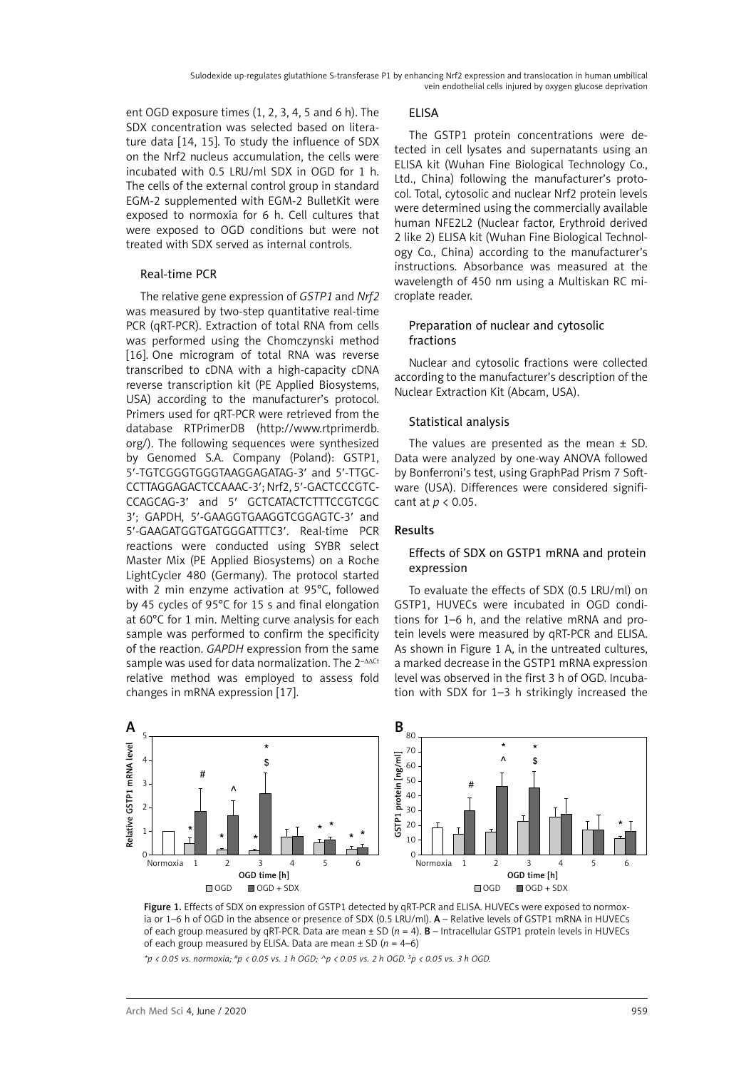ent OGD exposure times (1, 2, 3, 4, 5 and 6 h). The SDX concentration was selected based on literature data [14, 15]. To study the influence of SDX on the Nrf2 nucleus accumulation, the cells were incubated with 0.5 LRU/ml SDX in OGD for 1 h. The cells of the external control group in standard EGM-2 supplemented with EGM-2 BulletKit were exposed to normoxia for 6 h. Cell cultures that were exposed to OGD conditions but were not treated with SDX served as internal controls.

### Real-time PCR

The relative gene expression of *GSTP1* and *Nrf2* was measured by two-step quantitative real-time PCR (qRT-PCR). Extraction of total RNA from cells was performed using the Chomczynski method [16]. One microgram of total RNA was reverse transcribed to cDNA with a high-capacity cDNA reverse transcription kit (PE Applied Biosystems, USA) according to the manufacturer's protocol. Primers used for qRT-PCR were retrieved from the database RTPrimerDB (http://www.rtprimerdb.org/). The following sequences were synthesized by Genomed S.A. Company (Poland): GSTP1, 5'-TGTCGGGTGGGTAAGGAGATAG-3' and 5'-TTGCCCTTAGGAGACTCCAAAC-3'; Nrf2, 5'-GACTCCCGTCCCAGCAG-3' and 5' GCTCATACTCTTTCCGTCGC 3'; GAPDH, 5'-GAAGGTGAAGGTCGGAGTC-3' and 5'-GAAGATGGTGATGGGATTTC3'. Real-time PCR reactions were conducted using SYBR select Master Mix (PE Applied Biosystems) on a Roche LightCycler 480 (Germany). The protocol started with 2 min enzyme activation at 95°C, followed by 45 cycles of 95°C for 15 s and final elongation at 60°C for 1 min. Melting curve analysis for each sample was performed to confirm the specificity of the reaction. *GAPDH* expression from the same sample was used for data normalization. The $2^{-\Delta\Delta Ct}$ relative method was employed to assess fold changes in mRNA expression [17].

### ELISA

The GSTP1 protein concentrations were detected in cell lysates and supernatants using an ELISA kit (Wuhan Fine Biological Technology Co., Ltd., China) following the manufacturer's protocol. Total, cytosolic and nuclear Nrf2 protein levels were determined using the commercially available human NFE2L2 (Nuclear factor, Erythroid derived 2 like 2) ELISA kit (Wuhan Fine Biological Technology Co., China) according to the manufacturer's instructions. Absorbance was measured at the wavelength of 450 nm using a Multiskan RC microplate reader.

### Preparation of nuclear and cytosolic fractions

Nuclear and cytosolic fractions were collected according to the manufacturer's description of the Nuclear Extraction Kit (Abcam, USA).

### Statistical analysis

The values are presented as the mean ± SD. Data were analyzed by one-way ANOVA followed by Bonferroni's test, using GraphPad Prism 7 Software (USA). Differences were considered significant at $p < 0.05$.

## Results

### Effects of SDX on GSTP1 mRNA and protein expression

To evaluate the effects of SDX (0.5 LRU/ml) on GSTP1, HUVECs were incubated in OGD conditions for 1–6 h, and the relative mRNA and protein levels were measured by qRT-PCR and ELISA. As shown in Figure 1 A, in the untreated cultures, a marked decrease in the GSTP1 mRNA expression level was observed in the first 3 h of OGD. Incubation with SDX for 1–3 h strikingly increased the

A
Relative GSTP1 mRNA level
0 1 2 3 4 5
Normoxia 1 2 3 4 5 6
OGD time [h]
OGD
OGD + SDX

B
GSTP1 protein [ng/ml]
0 10 20 30 40 50 60 70 80
Normoxia 1 2 3 4 5 6
OGD time [h]
OGD
OGD + SDX

Figure 1. Effects of SDX on expression of GSTP1 detected by qRT-PCR and ELISA. HUVECs were exposed to normoxia or 1–6 h of OGD in the absence or presence of SDX (0.5 LRU/ml). A – Relative levels of GSTP1 mRNA in HUVECs of each group measured by qRT-PCR. Data are mean ± SD ($n$ = 4). B – Intracellular GSTP1 protein levels in HUVECs of each group measured by ELISA. Data are mean ± SD ($n$ = 4–6)

**p* < 0.05 vs. normoxia; #*p* < 0.05 vs. 1 h OGD; ^*p* < 0.05 vs. 2 h OGD. $*p* < 0.05 vs. 3 h OGD.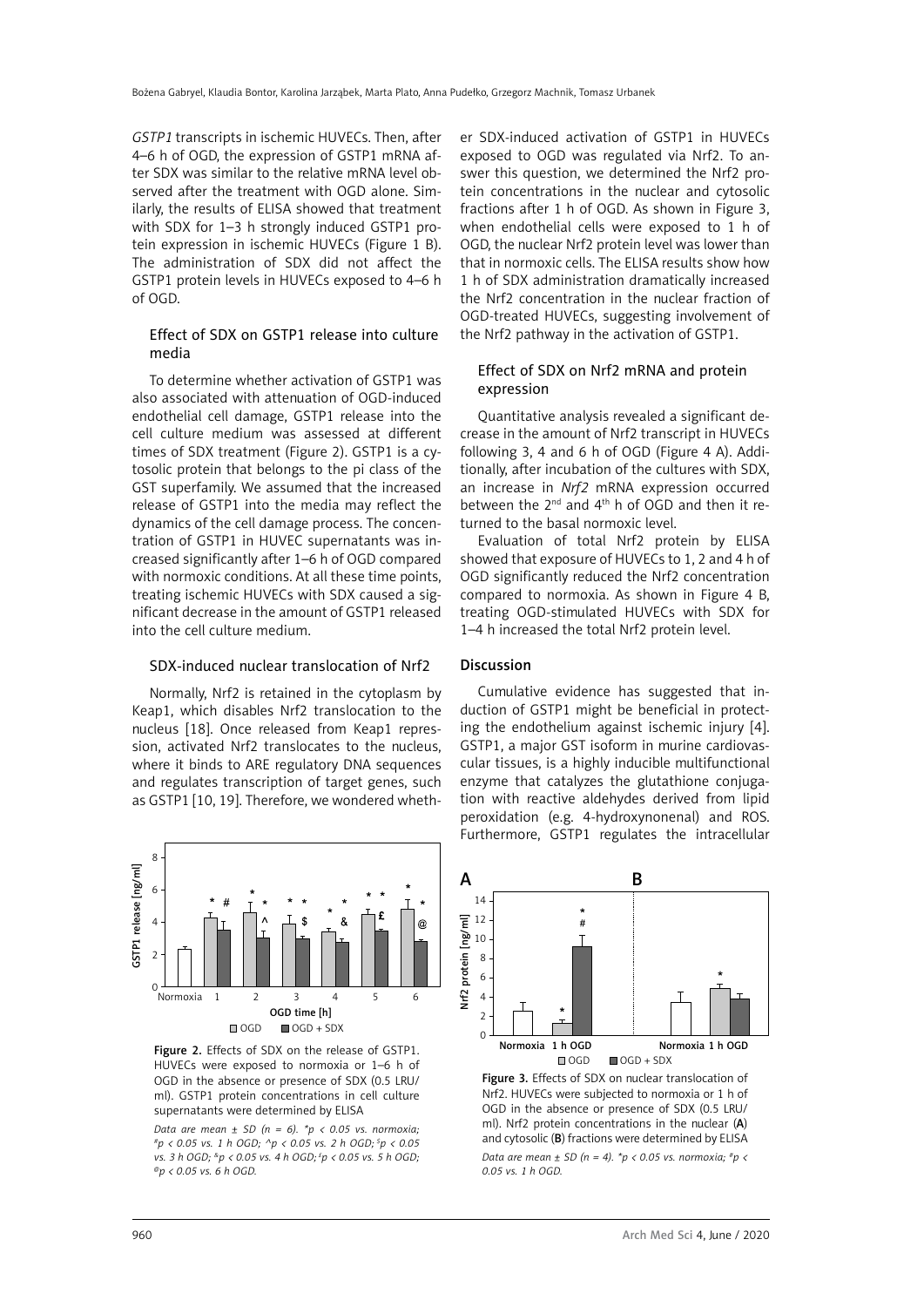*GSTP1* transcripts in ischemic HUVECs. Then, after 4–6 h of OGD, the expression of GSTP1 mRNA after SDX was similar to the relative mRNA level observed after the treatment with OGD alone. Similarly, the results of ELISA showed that treatment with SDX for 1–3 h strongly induced GSTP1 protein expression in ischemic HUVECs (Figure 1 B). The administration of SDX did not affect the GSTP1 protein levels in HUVECs exposed to 4–6 h of OGD.

### Effect of SDX on GSTP1 release into culture media

To determine whether activation of GSTP1 was also associated with attenuation of OGD-induced endothelial cell damage, GSTP1 release into the cell culture medium was assessed at different times of SDX treatment (Figure 2). GSTP1 is a cytosolic protein that belongs to the pi class of the GST superfamily. We assumed that the increased release of GSTP1 into the media may reflect the dynamics of the cell damage process. The concentration of GSTP1 in HUVEC supernatants was increased significantly after 1–6 h of OGD compared with normoxic conditions. At all these time points, treating ischemic HUVECs with SDX caused a significant decrease in the amount of GSTP1 released into the cell culture medium.

### SDX-induced nuclear translocation of Nrf2

Normally, Nrf2 is retained in the cytoplasm by Keap1, which disables Nrf2 translocation to the nucleus [18]. Once released from Keap1 repression, activated Nrf2 translocates to the nucleus, where it binds to ARE regulatory DNA sequences and regulates transcription of target genes, such as GSTP1 [10, 19]. Therefore, we wondered whether SDX-induced activation of GSTP1 in HUVECs exposed to OGD was regulated via Nrf2. To answer this question, we determined the Nrf2 protein concentrations in the nuclear and cytosolic fractions after 1 h of OGD. As shown in Figure 3, when endothelial cells were exposed to 1 h of OGD, the nuclear Nrf2 protein level was lower than that in normoxic cells. The ELISA results show how 1 h of SDX administration dramatically increased the Nrf2 concentration in the nuclear fraction of OGD-treated HUVECs, suggesting involvement of the Nrf2 pathway in the activation of GSTP1.

GSTP1 release [ng/ml]
8
6
4
2
0
Normoxia 1 2 3 4 5 6
OGD time [h]
OGD OGD + SDX
\* # \* ^ \* \* \* $ \* \* & \* \* £ \* \* @

Figure 2. Effects of SDX on the release of GSTP1. HUVECs were exposed to normoxia or 1–6 h of OGD in the absence or presence of SDX (0.5 LRU/ml). GSTP1 protein concentrations in cell culture supernatants were determined by ELISA

*Data are mean ± SD (n = 6). \*p < 0.05 vs. normoxia; #p < 0.05 vs. 1 h OGD; ^p < 0.05 vs. 2 h OGD; $p < 0.05 vs. 3 h OGD; &p < 0.05 vs. 4 h OGD; £p < 0.05 vs. 5 h OGD; @p < 0.05 vs. 6 h OGD.*

### Effect of SDX on Nrf2 mRNA and protein expression

Quantitative analysis revealed a significant decrease in the amount of Nrf2 transcript in HUVECs following 3, 4 and 6 h of OGD (Figure 4 A). Additionally, after incubation of the cultures with SDX, an increase in *Nrf2* mRNA expression occurred between the 2nd and 4th h of OGD and then it returned to the basal normoxic level.

Evaluation of total Nrf2 protein by ELISA showed that exposure of HUVECs to 1, 2 and 4 h of OGD significantly reduced the Nrf2 concentration compared to normoxia. As shown in Figure 4 B, treating OGD-stimulated HUVECs with SDX for 1–4 h increased the total Nrf2 protein level.

## Discussion

Cumulative evidence has suggested that induction of GSTP1 might be beneficial in protecting the endothelium against ischemic injury [4]. GSTP1, a major GST isoform in murine cardiovascular tissues, is a highly inducible multifunctional enzyme that catalyzes the glutathione conjugation with reactive aldehydes derived from lipid peroxidation (e.g. 4-hydroxynonenal) and ROS. Furthermore, GSTP1 regulates the intracellular

A B
Nrf2 protein [ng/ml]
14
12
10
8
6
4
2
0
Normoxia 1 h OGD Normoxia 1 h OGD
OGD OGD + SDX
\* # \* \*

Figure 3. Effects of SDX on nuclear translocation of Nrf2. HUVECs were subjected to normoxia or 1 h of OGD in the absence or presence of SDX (0.5 LRU/ml). Nrf2 protein concentrations in the nuclear (**A**) and cytosolic (**B**) fractions were determined by ELISA

*Data are mean ± SD (n = 4). \*p < 0.05 vs. normoxia; #p < 0.05 vs. 1 h OGD.*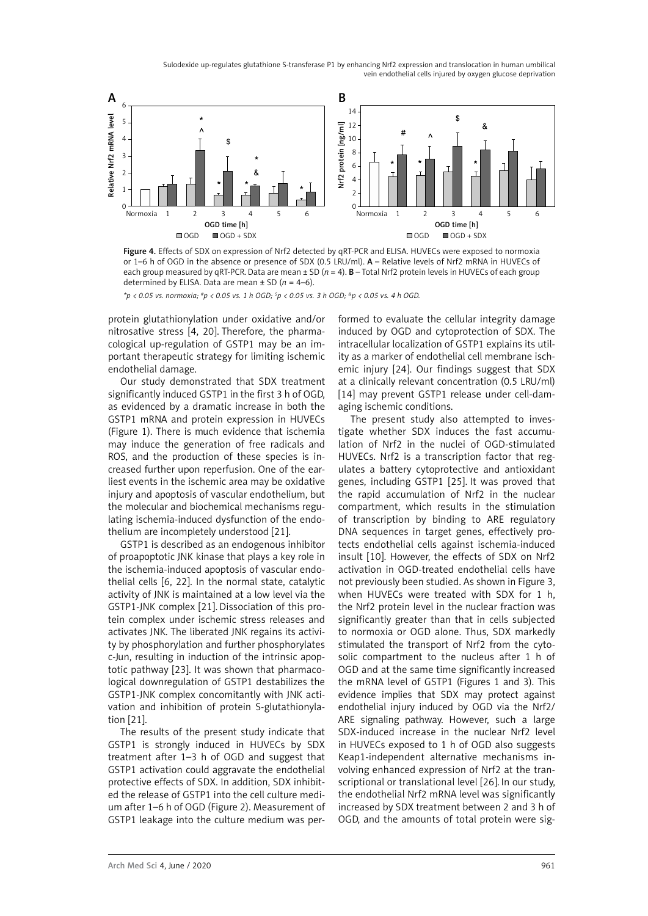A

Relative Nrf2 mRNA level

6
5
4
3
2
1
0

Normoxia 1 2 3 4 5 6

OGD time [h]

OGD OGD + SDX

B

Nrf2 protein [ng/ml]

14
12
10
8
6
4
2
0

Normoxia 1 2 3 4 5 6

OGD time [h]

OGD OGD + SDX

**Figure 4.** Effects of SDX on expression of Nrf2 detected by qRT-PCR and ELISA. HUVECs were exposed to normoxia or 1–6 h of OGD in the absence or presence of SDX (0.5 LRU/ml). **A** – Relative levels of Nrf2 mRNA in HUVECs of each group measured by qRT-PCR. Data are mean ± SD ($n$ = 4). **B** – Total Nrf2 protein levels in HUVECs of each group determined by ELISA. Data are mean ± SD ($n$ = 4–6).

*\*p < 0.05 vs. normoxia; #p < 0.05 vs. 1 h OGD; $p < 0.05 vs. 3 h OGD; &p < 0.05 vs. 4 h OGD.*

protein glutathionylation under oxidative and/or nitrosative stress [4, 20]. Therefore, the pharmacological up-regulation of GSTP1 may be an important therapeutic strategy for limiting ischemic endothelial damage.

Our study demonstrated that SDX treatment significantly induced GSTP1 in the first 3 h of OGD, as evidenced by a dramatic increase in both the GSTP1 mRNA and protein expression in HUVECs (Figure 1). There is much evidence that ischemia may induce the generation of free radicals and ROS, and the production of these species is increased further upon reperfusion. One of the earliest events in the ischemic area may be oxidative injury and apoptosis of vascular endothelium, but the molecular and biochemical mechanisms regulating ischemia-induced dysfunction of the endothelium are incompletely understood [21].

GSTP1 is described as an endogenous inhibitor of proapoptotic JNK kinase that plays a key role in the ischemia-induced apoptosis of vascular endothelial cells [6, 22]. In the normal state, catalytic activity of JNK is maintained at a low level via the GSTP1-JNK complex [21]. Dissociation of this protein complex under ischemic stress releases and activates JNK. The liberated JNK regains its activity by phosphorylation and further phosphorylates c-Jun, resulting in induction of the intrinsic apoptotic pathway [23]. It was shown that pharmacological downregulation of GSTP1 destabilizes the GSTP1-JNK complex concomitantly with JNK activation and inhibition of protein S-glutathionylation [21].

The results of the present study indicate that GSTP1 is strongly induced in HUVECs by SDX treatment after 1–3 h of OGD and suggest that GSTP1 activation could aggravate the endothelial protective effects of SDX. In addition, SDX inhibited the release of GSTP1 into the cell culture medium after 1–6 h of OGD (Figure 2). Measurement of GSTP1 leakage into the culture medium was performed to evaluate the cellular integrity damage induced by OGD and cytoprotection of SDX. The intracellular localization of GSTP1 explains its utility as a marker of endothelial cell membrane ischemic injury [24]. Our findings suggest that SDX at a clinically relevant concentration (0.5 LRU/ml) [14] may prevent GSTP1 release under cell-damaging ischemic conditions.

The present study also attempted to investigate whether SDX induces the fast accumulation of Nrf2 in the nuclei of OGD-stimulated HUVECs. Nrf2 is a transcription factor that regulates a battery cytoprotective and antioxidant genes, including GSTP1 [25]. It was proved that the rapid accumulation of Nrf2 in the nuclear compartment, which results in the stimulation of transcription by binding to ARE regulatory DNA sequences in target genes, effectively protects endothelial cells against ischemia-induced insult [10]. However, the effects of SDX on Nrf2 activation in OGD-treated endothelial cells have not previously been studied. As shown in Figure 3, when HUVECs were treated with SDX for 1 h, the Nrf2 protein level in the nuclear fraction was significantly greater than that in cells subjected to normoxia or OGD alone. Thus, SDX markedly stimulated the transport of Nrf2 from the cytosolic compartment to the nucleus after 1 h of OGD and at the same time significantly increased the mRNA level of GSTP1 (Figures 1 and 3). This evidence implies that SDX may protect against endothelial injury induced by OGD via the Nrf2/ARE signaling pathway. However, such a large SDX-induced increase in the nuclear Nrf2 level in HUVECs exposed to 1 h of OGD also suggests Keap1-independent alternative mechanisms involving enhanced expression of Nrf2 at the transcriptional or translational level [26]. In our study, the endothelial Nrf2 mRNA level was significantly increased by SDX treatment between 2 and 3 h of OGD, and the amounts of total protein were sig-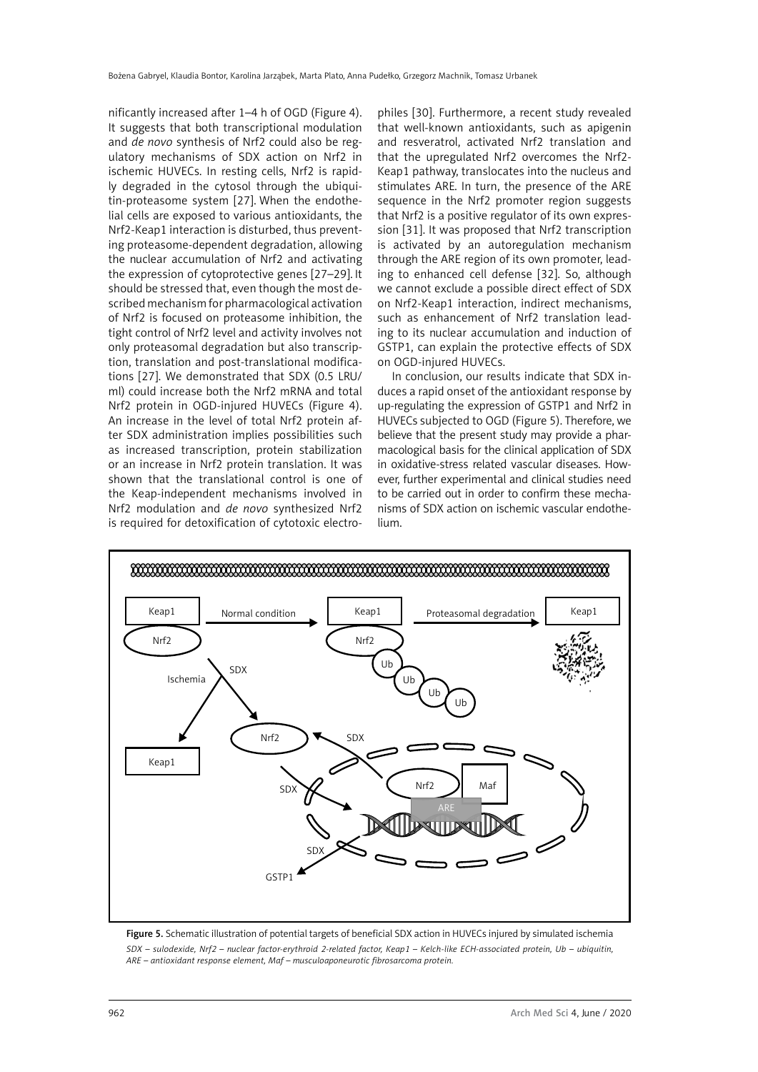nificantly increased after 1–4 h of OGD (Figure 4). It suggests that both transcriptional modulation and *de novo* synthesis of Nrf2 could also be regulatory mechanisms of SDX action on Nrf2 in ischemic HUVECs. In resting cells, Nrf2 is rapidly degraded in the cytosol through the ubiquitin-proteasome system [27]. When the endothelial cells are exposed to various antioxidants, the Nrf2-Keap1 interaction is disturbed, thus preventing proteasome-dependent degradation, allowing the nuclear accumulation of Nrf2 and activating the expression of cytoprotective genes [27–29]. It should be stressed that, even though the most described mechanism for pharmacological activation of Nrf2 is focused on proteasome inhibition, the tight control of Nrf2 level and activity involves not only proteasomal degradation but also transcription, translation and post-translational modifications [27]. We demonstrated that SDX (0.5 LRU/ml) could increase both the Nrf2 mRNA and total Nrf2 protein in OGD-injured HUVECs (Figure 4). An increase in the level of total Nrf2 protein after SDX administration implies possibilities such as increased transcription, protein stabilization or an increase in Nrf2 protein translation. It was shown that the translational control is one of the Keap-independent mechanisms involved in Nrf2 modulation and *de novo* synthesized Nrf2 is required for detoxification of cytotoxic electrophiles [30]. Furthermore, a recent study revealed that well-known antioxidants, such as apigenin and resveratrol, activated Nrf2 translation and that the upregulated Nrf2 overcomes the Nrf2-Keap1 pathway, translocates into the nucleus and stimulates ARE. In turn, the presence of the ARE sequence in the Nrf2 promoter region suggests that Nrf2 is a positive regulator of its own expression [31]. It was proposed that Nrf2 transcription is activated by an autoregulation mechanism through the ARE region of its own promoter, leading to enhanced cell defense [32]. So, although we cannot exclude a possible direct effect of SDX on Nrf2-Keap1 interaction, indirect mechanisms, such as enhancement of Nrf2 translation leading to its nuclear accumulation and induction of GSTP1, can explain the protective effects of SDX on OGD-injured HUVECs.

In conclusion, our results indicate that SDX induces a rapid onset of the antioxidant response by up-regulating the expression of GSTP1 and Nrf2 in HUVECs subjected to OGD (Figure 5). Therefore, we believe that the present study may provide a pharmacological basis for the clinical application of SDX in oxidative-stress related vascular diseases. However, further experimental and clinical studies need to be carried out in order to confirm these mechanisms of SDX action on ischemic vascular endothelium.

Keap1
Nrf2
Normal condition
Keap1
Nrf2
Ub
Ub
Ub
Ub
Proteasomal degradation
Keap1
Ischemia
SDX
Keap1
Nrf2
SDX
SDX
Nrf2
Maf
ARE
SDX
GSTP1

**Figure 5.** Schematic illustration of potential targets of beneficial SDX action in HUVECs injured by simulated ischemia

*SDX – sulodexide, Nrf2 – nuclear factor-erythroid 2-related factor, Keap1 – Kelch-like ECH-associated protein, Ub – ubiquitin, ARE – antioxidant response element, Maf – musculoaponeurotic fibrosarcoma protein.*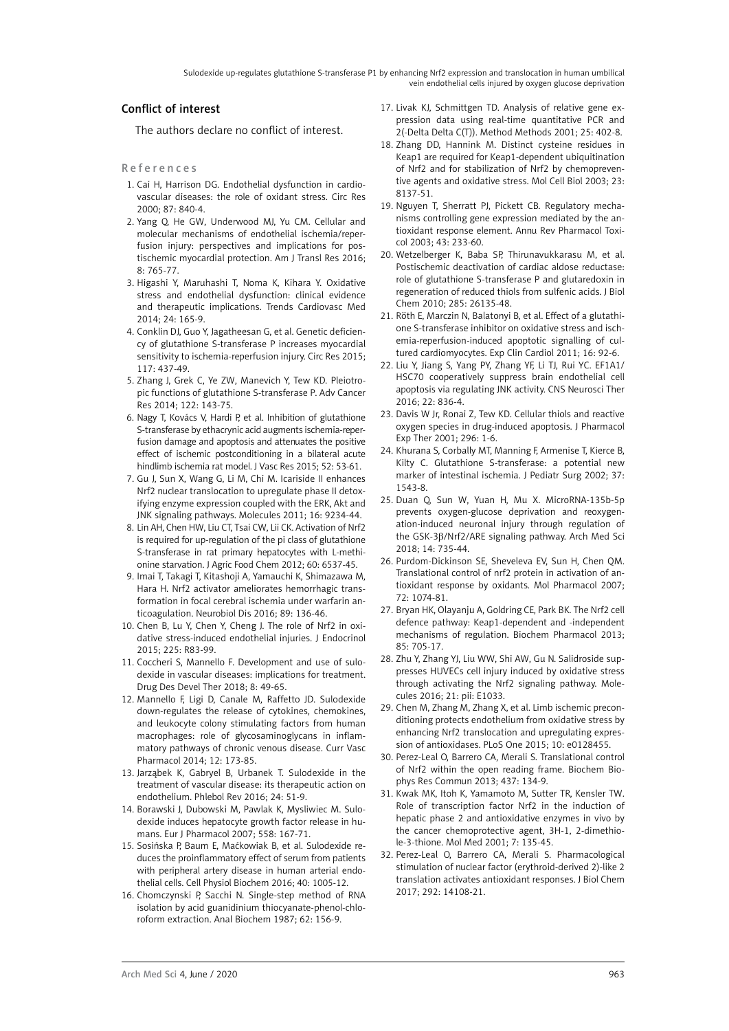## Conflict of interest

The authors declare no conflict of interest.

## References

1. Cai H, Harrison DG. Endothelial dysfunction in cardiovascular diseases: the role of oxidant stress. Circ Res 2000; 87: 840-4.
2. Yang Q, He GW, Underwood MJ, Yu CM. Cellular and molecular mechanisms of endothelial ischemia/reperfusion injury: perspectives and implications for postischemic myocardial protection. Am J Transl Res 2016; 8: 765-77.
3. Higashi Y, Maruhashi T, Noma K, Kihara Y. Oxidative stress and endothelial dysfunction: clinical evidence and therapeutic implications. Trends Cardiovasc Med 2014; 24: 165-9.
4. Conklin DJ, Guo Y, Jagatheesan G, et al. Genetic deficiency of glutathione S-transferase P increases myocardial sensitivity to ischemia-reperfusion injury. Circ Res 2015; 117: 437-49.
5. Zhang J, Grek C, Ye ZW, Manevich Y, Tew KD. Pleiotropic functions of glutathione S-transferase P. Adv Cancer Res 2014; 122: 143-75.
6. Nagy T, Kovács V, Hardi P, et al. Inhibition of glutathione S-transferase by ethacrynic acid augments ischemia-reperfusion damage and apoptosis and attenuates the positive effect of ischemic postconditioning in a bilateral acute hindlimb ischemia rat model. J Vasc Res 2015; 52: 53-61.
7. Gu J, Sun X, Wang G, Li M, Chi M. Icariside II enhances Nrf2 nuclear translocation to upregulate phase II detoxifying enzyme expression coupled with the ERK, Akt and JNK signaling pathways. Molecules 2011; 16: 9234-44.
8. Lin AH, Chen HW, Liu CT, Tsai CW, Lii CK. Activation of Nrf2 is required for up-regulation of the pi class of glutathione S-transferase in rat primary hepatocytes with L-methionine starvation. J Agric Food Chem 2012; 60: 6537-45.
9. Imai T, Takagi T, Kitashoji A, Yamauchi K, Shimazawa M, Hara H. Nrf2 activator ameliorates hemorrhagic transformation in focal cerebral ischemia under warfarin anticoagulation. Neurobiol Dis 2016; 89: 136-46.
10. Chen B, Lu Y, Chen Y, Cheng J. The role of Nrf2 in oxidative stress-induced endothelial injuries. J Endocrinol 2015; 225: R83-99.
11. Coccheri S, Mannello F. Development and use of sulodexide in vascular diseases: implications for treatment. Drug Des Devel Ther 2018; 8: 49-65.
12. Mannello F, Ligi D, Canale M, Raffetto JD. Sulodexide down-regulates the release of cytokines, chemokines, and leukocyte colony stimulating factors from human macrophages: role of glycosaminoglycans in inflammatory pathways of chronic venous disease. Curr Vasc Pharmacol 2014; 12: 173-85.
13. Jarząbek K, Gabryel B, Urbanek T. Sulodexide in the treatment of vascular disease: its therapeutic action on endothelium. Phlebol Rev 2016; 24: 51-9.
14. Borawski J, Dubowski M, Pawlak K, Mysliwiec M. Sulodexide induces hepatocyte growth factor release in humans. Eur J Pharmacol 2007; 558: 167-71.
15. Sosińska P, Baum E, Maćkowiak B, et al. Sulodexide reduces the proinflammatory effect of serum from patients with peripheral artery disease in human arterial endothelial cells. Cell Physiol Biochem 2016; 40: 1005-12.
16. Chomczynski P, Sacchi N. Single-step method of RNA isolation by acid guanidinium thiocyanate-phenol-chloroform extraction. Anal Biochem 1987; 62: 156-9.
17. Livak KJ, Schmittgen TD. Analysis of relative gene expression data using real-time quantitative PCR and 2(-Delta Delta C(T)). Method Methods 2001; 25: 402-8.
18. Zhang DD, Hannink M. Distinct cysteine residues in Keap1 are required for Keap1-dependent ubiquitination of Nrf2 and for stabilization of Nrf2 by chemopreventive agents and oxidative stress. Mol Cell Biol 2003; 23: 8137-51.
19. Nguyen T, Sherratt PJ, Pickett CB. Regulatory mechanisms controlling gene expression mediated by the antioxidant response element. Annu Rev Pharmacol Toxicol 2003; 43: 233-60.
20. Wetzelberger K, Baba SP, Thirunavukkarasu M, et al. Postischemic deactivation of cardiac aldose reductase: role of glutathione S-transferase P and glutaredoxin in regeneration of reduced thiols from sulfenic acids. J Biol Chem 2010; 285: 26135-48.
21. Röth E, Marczin N, Balatonyi B, et al. Effect of a glutathione S-transferase inhibitor on oxidative stress and ischemia-reperfusion-induced apoptotic signalling of cultured cardiomyocytes. Exp Clin Cardiol 2011; 16: 92-6.
22. Liu Y, Jiang S, Yang PY, Zhang YF, Li TJ, Rui YC. EF1A1/HSC70 cooperatively suppress brain endothelial cell apoptosis via regulating JNK activity. CNS Neurosci Ther 2016; 22: 836-4.
23. Davis W Jr, Ronai Z, Tew KD. Cellular thiols and reactive oxygen species in drug-induced apoptosis. J Pharmacol Exp Ther 2001; 296: 1-6.
24. Khurana S, Corbally MT, Manning F, Armenise T, Kierce B, Kilty C. Glutathione S-transferase: a potential new marker of intestinal ischemia. J Pediatr Surg 2002; 37: 1543-8.
25. Duan Q, Sun W, Yuan H, Mu X. MicroRNA-135b-5p prevents oxygen-glucose deprivation and reoxygenation-induced neuronal injury through regulation of the GSK-3β/Nrf2/ARE signaling pathway. Arch Med Sci 2018; 14: 735-44.
26. Purdom-Dickinson SE, Sheveleva EV, Sun H, Chen QM. Translational control of nrf2 protein in activation of antioxidant response by oxidants. Mol Pharmacol 2007; 72: 1074-81.
27. Bryan HK, Olayanju A, Goldring CE, Park BK. The Nrf2 cell defence pathway: Keap1-dependent and -independent mechanisms of regulation. Biochem Pharmacol 2013; 85: 705-17.
28. Zhu Y, Zhang YJ, Liu WW, Shi AW, Gu N. Salidroside suppresses HUVECs cell injury induced by oxidative stress through activating the Nrf2 signaling pathway. Molecules 2016; 21: pii: E1033.
29. Chen M, Zhang M, Zhang X, et al. Limb ischemic preconditioning protects endothelium from oxidative stress by enhancing Nrf2 translocation and upregulating expression of antioxidases. PLoS One 2015; 10: e0128455.
30. Perez-Leal O, Barrero CA, Merali S. Translational control of Nrf2 within the open reading frame. Biochem Biophys Res Commun 2013; 437: 134-9.
31. Kwak MK, Itoh K, Yamamoto M, Sutter TR, Kensler TW. Role of transcription factor Nrf2 in the induction of hepatic phase 2 and antioxidative enzymes in vivo by the cancer chemoprotective agent, 3H-1, 2-dimethiole-3-thione. Mol Med 2001; 7: 135-45.
32. Perez-Leal O, Barrero CA, Merali S. Pharmacological stimulation of nuclear factor (erythroid-derived 2)-like 2 translation activates antioxidant responses. J Biol Chem 2017; 292: 14108-21.